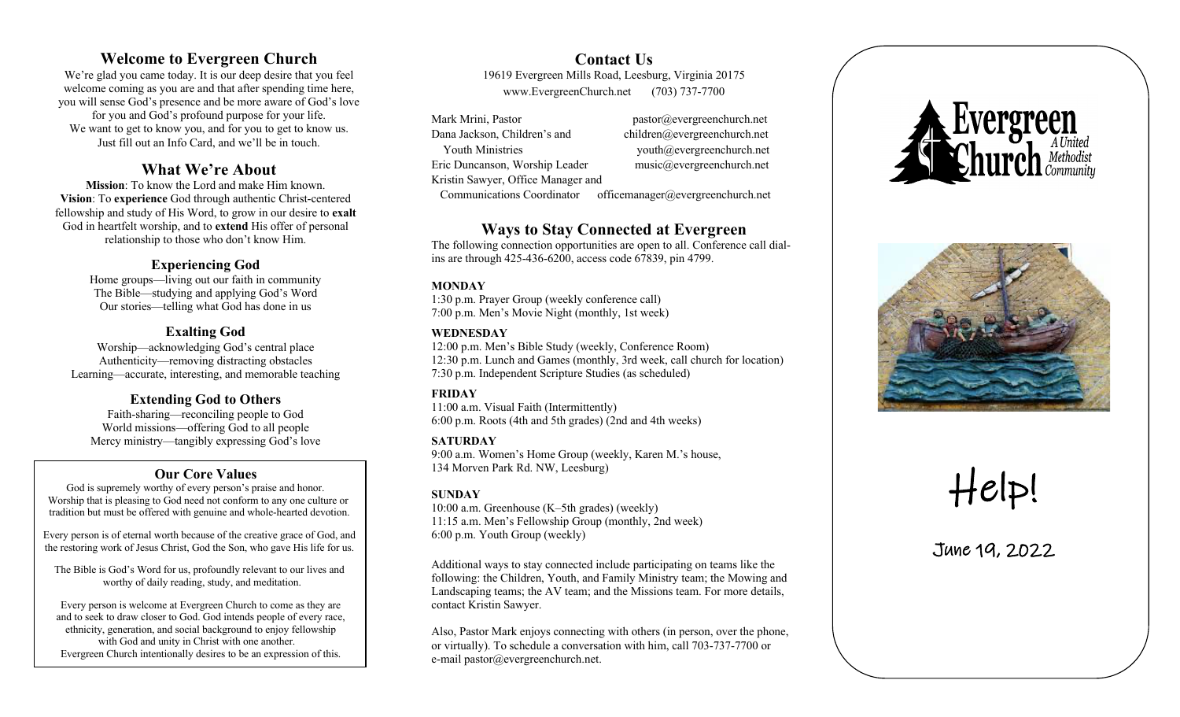## Welcome to Evergreen Church

We're glad you came today. It is our deep desire that you feel welcome coming as you are and that after spending time here, you will sense God's presence and be more aware of God's love for you and God's profound purpose for your life.
We want to get to know you, and for you to get to know us. Just fill out an Info Card, and we'll be in touch.

## What We're About

**Mission**: To know the Lord and make Him known.
**Vision**: To **experience** God through authentic Christ-centered fellowship and study of His Word, to grow in our desire to **exalt** God in heartfelt worship, and to **extend** His offer of personal relationship to those who don't know Him.

### Experiencing God

Home groups—living out our faith in community
The Bible—studying and applying God's Word
Our stories—telling what God has done in us

### Exalting God

Worship—acknowledging God's central place
Authenticity—removing distracting obstacles
Learning—accurate, interesting, and memorable teaching

### Extending God to Others

Faith-sharing—reconciling people to God
World missions—offering God to all people
Mercy ministry—tangibly expressing God's love

### Our Core Values

God is supremely worthy of every person's praise and honor. Worship that is pleasing to God need not conform to any one culture or tradition but must be offered with genuine and whole-hearted devotion.

Every person is of eternal worth because of the creative grace of God, and the restoring work of Jesus Christ, God the Son, who gave His life for us.

The Bible is God's Word for us, profoundly relevant to our lives and worthy of daily reading, study, and meditation.

Every person is welcome at Evergreen Church to come as they are and to seek to draw closer to God. God intends people of every race, ethnicity, generation, and social background to enjoy fellowship with God and unity in Christ with one another. Evergreen Church intentionally desires to be an expression of this.

## Contact Us

19619 Evergreen Mills Road, Leesburg, Virginia 20175
www.EvergreenChurch.net (703) 737-7700

Mark Mrini, Pastor — pastor@evergreenchurch.net
Dana Jackson, Children's and Youth Ministries — children@evergreenchurch.net, youth@evergreenchurch.net
Eric Duncanson, Worship Leader — music@evergreenchurch.net
Kristin Sawyer, Office Manager and Communications Coordinator — officemanager@evergreenchurch.net

## Ways to Stay Connected at Evergreen

The following connection opportunities are open to all. Conference call dial-ins are through 425-436-6200, access code 67839, pin 4799.

**MONDAY**
1:30 p.m. Prayer Group (weekly conference call)
7:00 p.m. Men's Movie Night (monthly, 1st week)

**WEDNESDAY**
12:00 p.m. Men's Bible Study (weekly, Conference Room)
12:30 p.m. Lunch and Games (monthly, 3rd week, call church for location)
7:30 p.m. Independent Scripture Studies (as scheduled)

**FRIDAY**
11:00 a.m. Visual Faith (Intermittently)
6:00 p.m. Roots (4th and 5th grades) (2nd and 4th weeks)

**SATURDAY**
9:00 a.m. Women's Home Group (weekly, Karen M.'s house, 134 Morven Park Rd. NW, Leesburg)

**SUNDAY**
10:00 a.m. Greenhouse (K–5th grades) (weekly)
11:15 a.m. Men's Fellowship Group (monthly, 2nd week)
6:00 p.m. Youth Group (weekly)

Additional ways to stay connected include participating on teams like the following: the Children, Youth, and Family Ministry team; the Mowing and Landscaping teams; the AV team; and the Missions team. For more details, contact Kristin Sawyer.

Also, Pastor Mark enjoys connecting with others (in person, over the phone, or virtually). To schedule a conversation with him, call 703-737-7700 or e-mail pastor@evergreenchurch.net.

Evergreen Church — A United Methodist Community

# Help!

June 19, 2022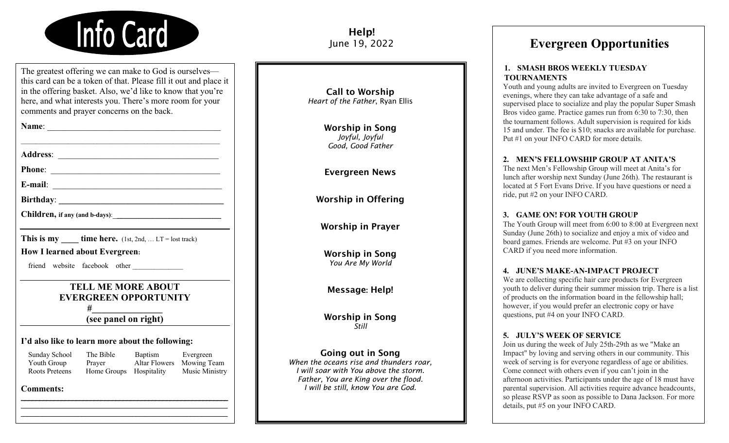# Info Card

The greatest offering we can make to God is ourselves—this card can be a token of that. Please fill it out and place it in the offering basket. Also, we'd like to know that you're here, and what interests you. There's more room for your comments and prayer concerns on the back.

**Name**: ________________________________________

________________________________________________

**Address**: ______________________________________

**Phone**: ________________________________________

**E-mail**: _______________________________________

**Birthday**: ______________________________________

**Children, if any (and b-days)**: ___________________________

**This is my ____ time here.** (1st, 2nd, … LT = lost track)

**How I learned about Evergreen:**

friend website facebook other ______________

**TELL ME MORE ABOUT EVERGREEN OPPORTUNITY**

**#______________**

**(see panel on right)**

**I'd also like to learn more about the following:**

| | | | |
|---|---|---|---|
| Sunday School | The Bible | Baptism | Evergreen |
| Youth Group | Prayer | Altar Flowers | Mowing Team |
| Roots Preteens | Home Groups | Hospitality | Music Ministry |

**Comments:**

________________________________________________

________________________________________________

________________________________________________

## Help!

June 19, 2022

**Call to Worship**
*Heart of the Father*, Ryan Ellis

**Worship in Song**
*Joyful, Joyful*
*Good, Good Father*

**Evergreen News**

**Worship in Offering**

**Worship in Prayer**

**Worship in Song**
*You Are My World*

**Message: Help!**

**Worship in Song**
*Still*

**Going out in Song**
*When the oceans rise and thunders roar,*
*I will soar with You above the storm.*
*Father, You are King over the flood.*
*I will be still, know You are God.*

# Evergreen Opportunities

### 1. SMASH BROS WEEKLY TUESDAY TOURNAMENTS

Youth and young adults are invited to Evergreen on Tuesday evenings, where they can take advantage of a safe and supervised place to socialize and play the popular Super Smash Bros video game. Practice games run from 6:30 to 7:30, then the tournament follows. Adult supervision is required for kids 15 and under. The fee is $10; snacks are available for purchase. Put #1 on your INFO CARD for more details.

### 2. MEN'S FELLOWSHIP GROUP AT ANITA'S

The next Men's Fellowship Group will meet at Anita's for lunch after worship next Sunday (June 26th). The restaurant is located at 5 Fort Evans Drive. If you have questions or need a ride, put #2 on your INFO CARD.

### 3. GAME ON! FOR YOUTH GROUP

The Youth Group will meet from 6:00 to 8:00 at Evergreen next Sunday (June 26th) to socialize and enjoy a mix of video and board games. Friends are welcome. Put #3 on your INFO CARD if you need more information.

### 4. JUNE'S MAKE-AN-IMPACT PROJECT

We are collecting specific hair care products for Evergreen youth to deliver during their summer mission trip. There is a list of products on the information board in the fellowship hall; however, if you would prefer an electronic copy or have questions, put #4 on your INFO CARD.

### 5. JULY'S WEEK OF SERVICE

Join us during the week of July 25th-29th as we "Make an Impact" by loving and serving others in our community. This week of serving is for everyone regardless of age or abilities. Come connect with others even if you can't join in the afternoon activities. Participants under the age of 18 must have parental supervision. All activities require advance headcounts, so please RSVP as soon as possible to Dana Jackson. For more details, put #5 on your INFO CARD.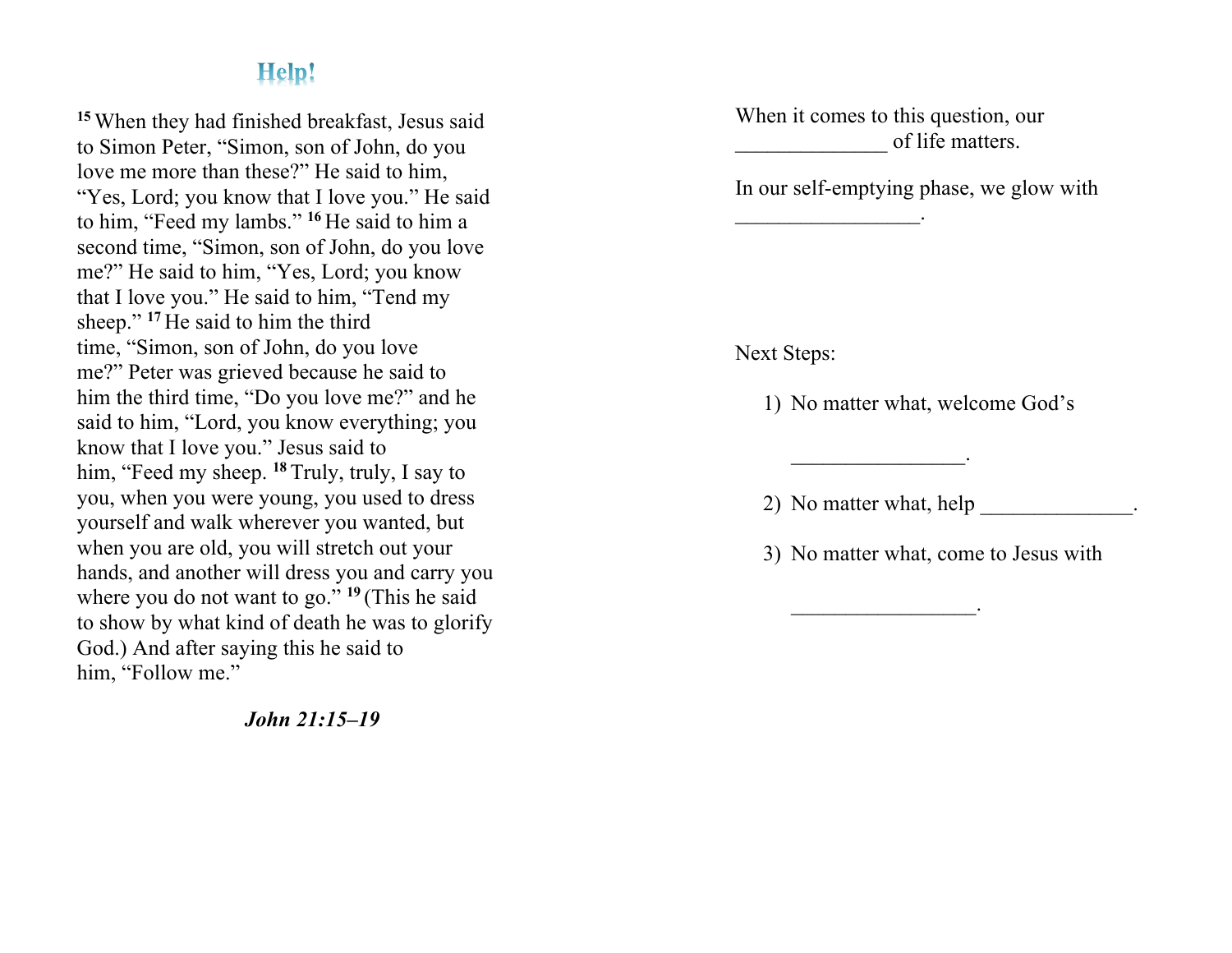# Help!

[15] When they had finished breakfast, Jesus said to Simon Peter, "Simon, son of John, do you love me more than these?" He said to him, "Yes, Lord; you know that I love you." He said to him, "Feed my lambs." [16] He said to him a second time, "Simon, son of John, do you love me?" He said to him, "Yes, Lord; you know that I love you." He said to him, "Tend my sheep." [17] He said to him the third time, "Simon, son of John, do you love me?" Peter was grieved because he said to him the third time, "Do you love me?" and he said to him, "Lord, you know everything; you know that I love you." Jesus said to him, "Feed my sheep. [18] Truly, truly, I say to you, when you were young, you used to dress yourself and walk wherever you wanted, but when you are old, you will stretch out your hands, and another will dress you and carry you where you do not want to go." [19] (This he said to show by what kind of death he was to glorify God.) And after saying this he said to him, "Follow me."

***John 21:15–19***

When it comes to this question, our ______________ of life matters.

In our self-emptying phase, we glow with _________________.

Next Steps:

1) No matter what, welcome God's ________________.
2) No matter what, help ______________.
3) No matter what, come to Jesus with _________________.